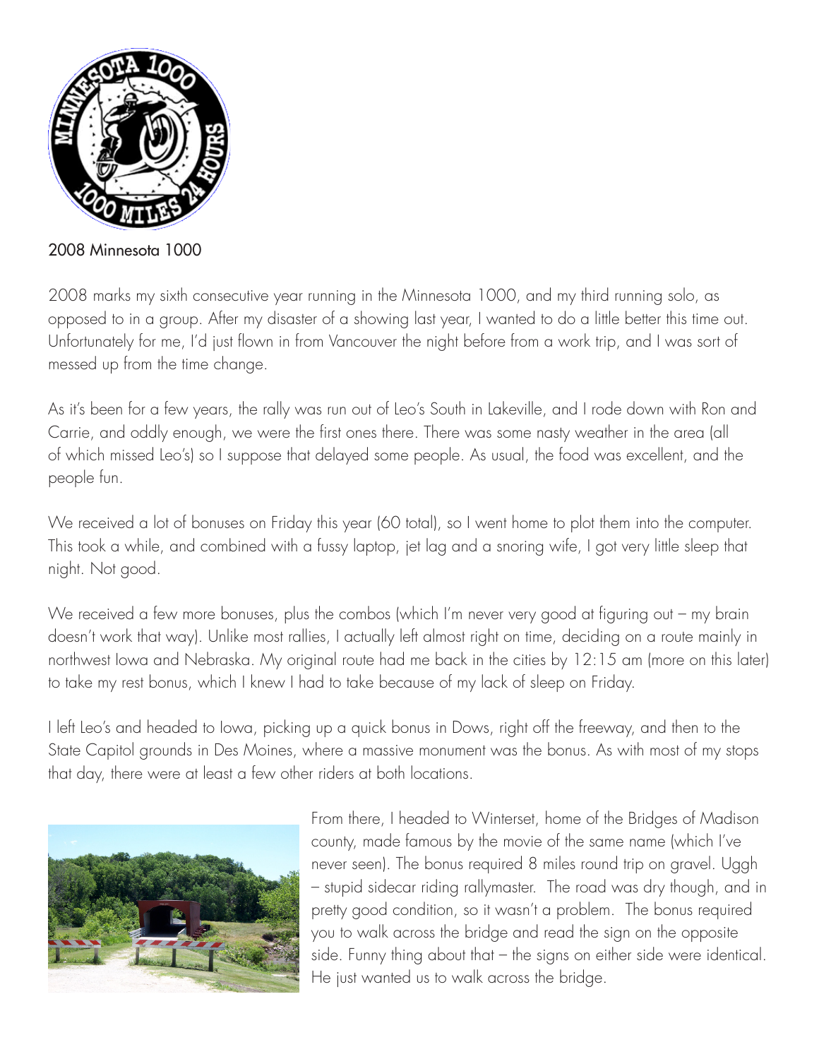2008 Minnesota 1000

2008 marks my sixth consecutive year running in the Minnesota 1000, and my third running solo, as opposed to in a group. After my disaster of a showing last year, I wanted to do a little better this time out. Unfortunately for me, I'd just flown in from Vancouver the night before from a work trip, and I was sort of messed up from the time change.

As it's been for a few years, the rally was run out of Leo's South in Lakeville, and I rode down with Ron and Carrie, and oddly enough, we were the first ones there. There was some nasty weather in the area (all of which missed Leo's) so I suppose that delayed some people. As usual, the food was excellent, and the people fun.

We received a lot of bonuses on Friday this year (60 total), so I went home to plot them into the computer. This took a while, and combined with a fussy laptop, jet lag and a snoring wife, I got very little sleep that night. Not good.

We received a few more bonuses, plus the combos (which I'm never very good at figuring out – my brain doesn't work that way). Unlike most rallies, I actually left almost right on time, deciding on a route mainly in northwest Iowa and Nebraska. My original route had me back in the cities by 12:15 am (more on this later) to take my rest bonus, which I knew I had to take because of my lack of sleep on Friday.

I left Leo's and headed to Iowa, picking up a quick bonus in Dows, right off the freeway, and then to the State Capitol grounds in Des Moines, where a massive monument was the bonus. As with most of my stops that day, there were at least a few other riders at both locations.

From there, I headed to Winterset, home of the Bridges of Madison county, made famous by the movie of the same name (which I've never seen). The bonus required 8 miles round trip on gravel. Uggh – stupid sidecar riding rallymaster. The road was dry though, and in pretty good condition, so it wasn't a problem. The bonus required you to walk across the bridge and read the sign on the opposite side. Funny thing about that – the signs on either side were identical. He just wanted us to walk across the bridge.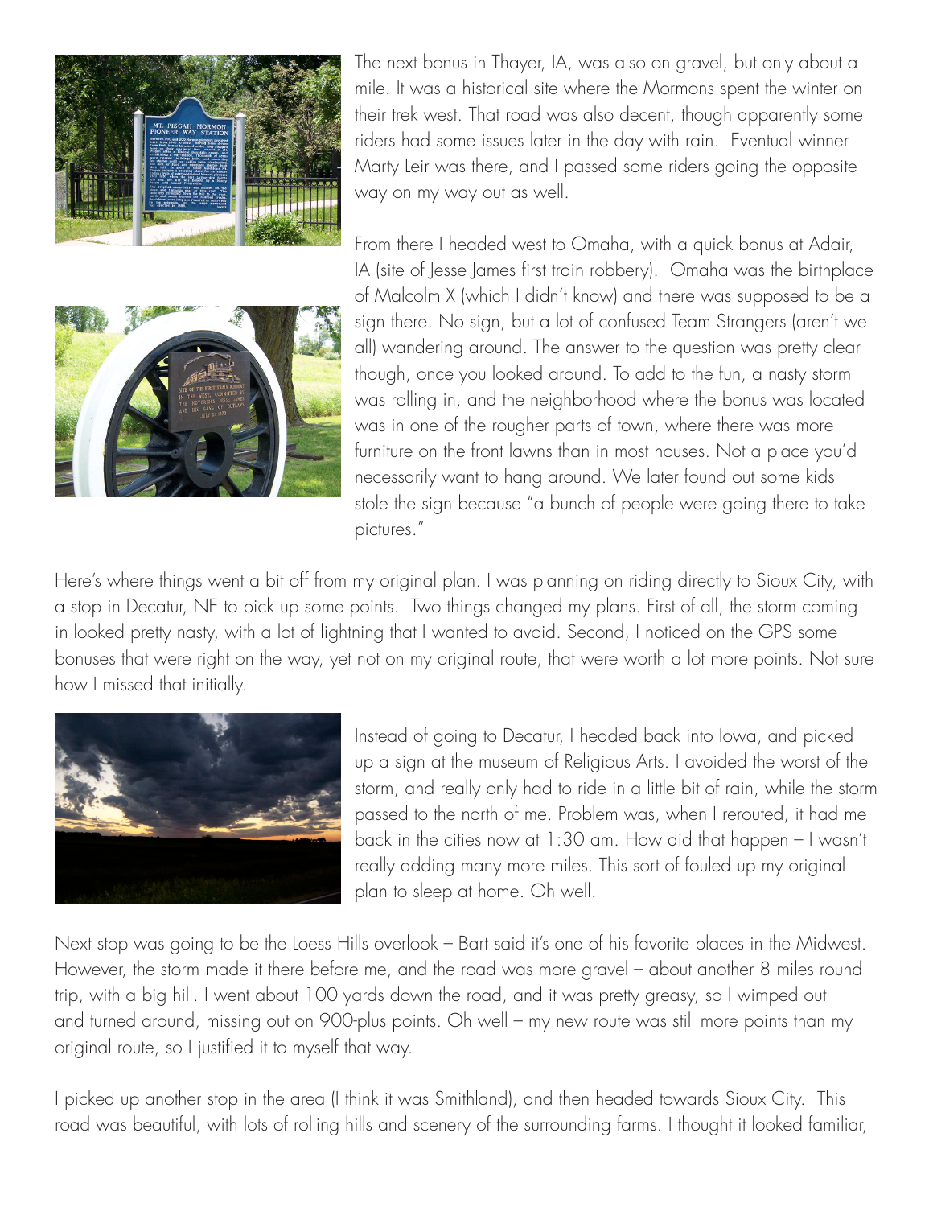The next bonus in Thayer, IA, was also on gravel, but only about a mile. It was a historical site where the Mormons spent the winter on their trek west. That road was also decent, though apparently some riders had some issues later in the day with rain. Eventual winner Marty Leir was there, and I passed some riders going the opposite way on my way out as well.

From there I headed west to Omaha, with a quick bonus at Adair, IA (site of Jesse James first train robbery). Omaha was the birthplace of Malcolm X (which I didn't know) and there was supposed to be a sign there. No sign, but a lot of confused Team Strangers (aren't we all) wandering around. The answer to the question was pretty clear though, once you looked around. To add to the fun, a nasty storm was rolling in, and the neighborhood where the bonus was located was in one of the rougher parts of town, where there was more furniture on the front lawns than in most houses. Not a place you'd necessarily want to hang around. We later found out some kids stole the sign because "a bunch of people were going there to take pictures."

Here's where things went a bit off from my original plan. I was planning on riding directly to Sioux City, with a stop in Decatur, NE to pick up some points. Two things changed my plans. First of all, the storm coming in looked pretty nasty, with a lot of lightning that I wanted to avoid. Second, I noticed on the GPS some bonuses that were right on the way, yet not on my original route, that were worth a lot more points. Not sure how I missed that initially.

Instead of going to Decatur, I headed back into Iowa, and picked up a sign at the museum of Religious Arts. I avoided the worst of the storm, and really only had to ride in a little bit of rain, while the storm passed to the north of me. Problem was, when I rerouted, it had me back in the cities now at 1:30 am. How did that happen – I wasn't really adding many more miles. This sort of fouled up my original plan to sleep at home. Oh well.

Next stop was going to be the Loess Hills overlook – Bart said it's one of his favorite places in the Midwest. However, the storm made it there before me, and the road was more gravel – about another 8 miles round trip, with a big hill. I went about 100 yards down the road, and it was pretty greasy, so I wimped out and turned around, missing out on 900-plus points. Oh well – my new route was still more points than my original route, so I justified it to myself that way.

I picked up another stop in the area (I think it was Smithland), and then headed towards Sioux City. This road was beautiful, with lots of rolling hills and scenery of the surrounding farms. I thought it looked familiar,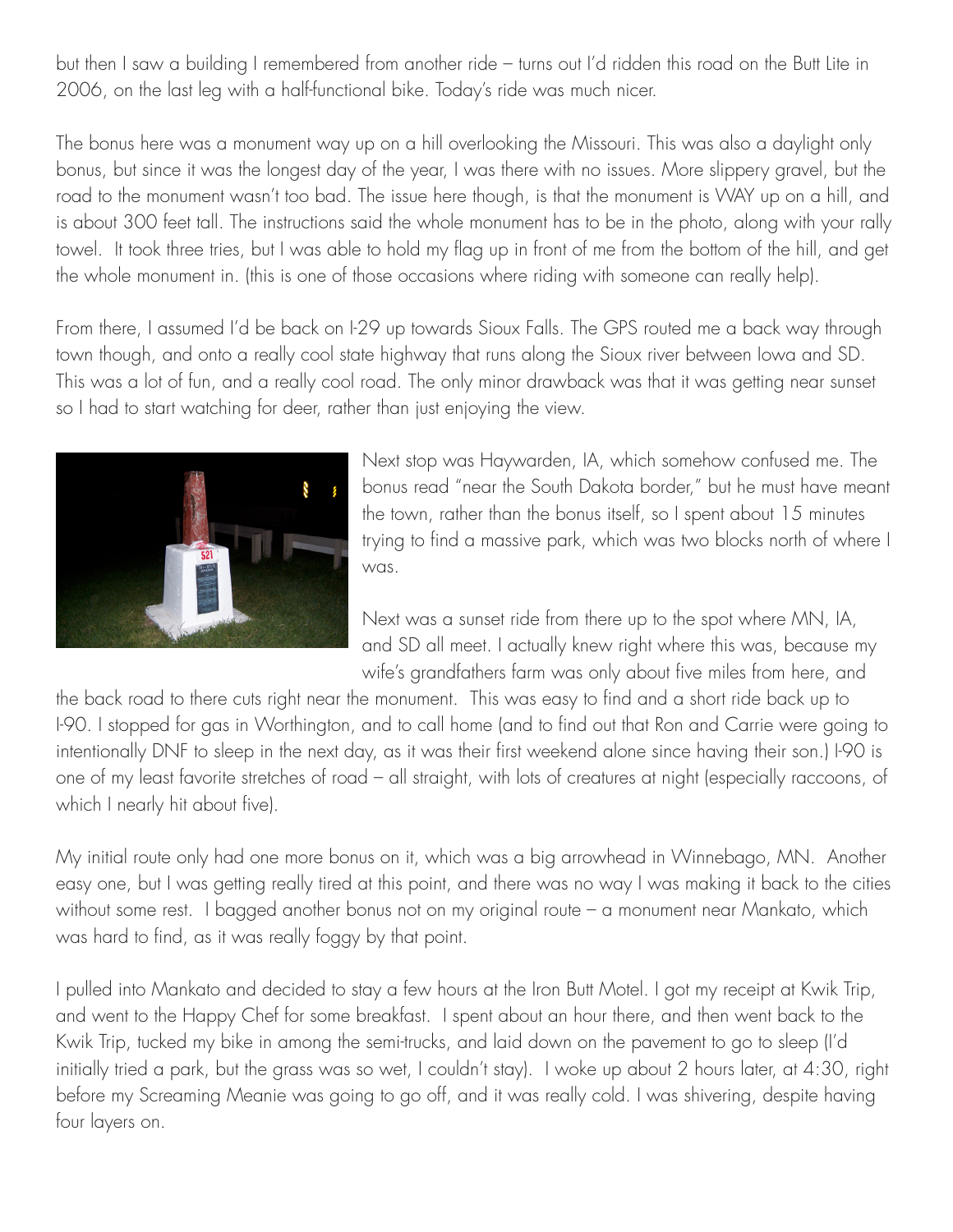but then I saw a building I remembered from another ride – turns out I'd ridden this road on the Butt Lite in 2006, on the last leg with a half-functional bike. Today's ride was much nicer.

The bonus here was a monument way up on a hill overlooking the Missouri. This was also a daylight only bonus, but since it was the longest day of the year, I was there with no issues. More slippery gravel, but the road to the monument wasn't too bad. The issue here though, is that the monument is WAY up on a hill, and is about 300 feet tall. The instructions said the whole monument has to be in the photo, along with your rally towel. It took three tries, but I was able to hold my flag up in front of me from the bottom of the hill, and get the whole monument in. (this is one of those occasions where riding with someone can really help).

From there, I assumed I'd be back on I-29 up towards Sioux Falls. The GPS routed me a back way through town though, and onto a really cool state highway that runs along the Sioux river between Iowa and SD. This was a lot of fun, and a really cool road. The only minor drawback was that it was getting near sunset so I had to start watching for deer, rather than just enjoying the view.

Next stop was Haywarden, IA, which somehow confused me. The bonus read "near the South Dakota border," but he must have meant the town, rather than the bonus itself, so I spent about 15 minutes trying to find a massive park, which was two blocks north of where I was.

Next was a sunset ride from there up to the spot where MN, IA, and SD all meet. I actually knew right where this was, because my wife's grandfathers farm was only about five miles from here, and the back road to there cuts right near the monument. This was easy to find and a short ride back up to I-90. I stopped for gas in Worthington, and to call home (and to find out that Ron and Carrie were going to intentionally DNF to sleep in the next day, as it was their first weekend alone since having their son.) I-90 is one of my least favorite stretches of road – all straight, with lots of creatures at night (especially raccoons, of which I nearly hit about five).

My initial route only had one more bonus on it, which was a big arrowhead in Winnebago, MN. Another easy one, but I was getting really tired at this point, and there was no way I was making it back to the cities without some rest. I bagged another bonus not on my original route – a monument near Mankato, which was hard to find, as it was really foggy by that point.

I pulled into Mankato and decided to stay a few hours at the Iron Butt Motel. I got my receipt at Kwik Trip, and went to the Happy Chef for some breakfast. I spent about an hour there, and then went back to the Kwik Trip, tucked my bike in among the semi-trucks, and laid down on the pavement to go to sleep (I'd initially tried a park, but the grass was so wet, I couldn't stay). I woke up about 2 hours later, at 4:30, right before my Screaming Meanie was going to go off, and it was really cold. I was shivering, despite having four layers on.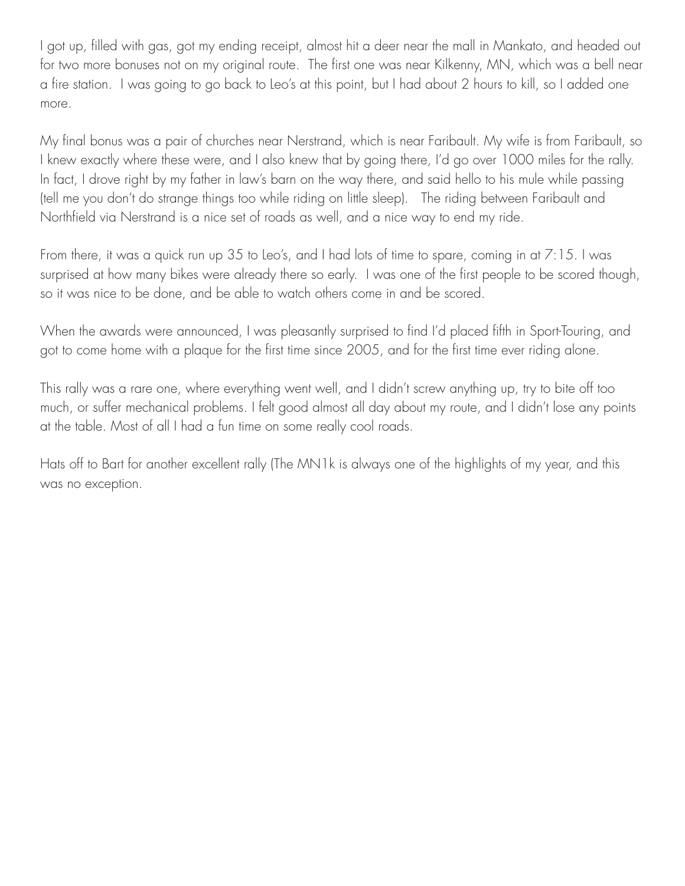I got up, filled with gas, got my ending receipt, almost hit a deer near the mall in Mankato, and headed out for two more bonuses not on my original route. The first one was near Kilkenny, MN, which was a bell near a fire station. I was going to go back to Leo's at this point, but I had about 2 hours to kill, so I added one more.

My final bonus was a pair of churches near Nerstrand, which is near Faribault. My wife is from Faribault, so I knew exactly where these were, and I also knew that by going there, I'd go over 1000 miles for the rally. In fact, I drove right by my father in law's barn on the way there, and said hello to his mule while passing (tell me you don't do strange things too while riding on little sleep). The riding between Faribault and Northfield via Nerstrand is a nice set of roads as well, and a nice way to end my ride.

From there, it was a quick run up 35 to Leo's, and I had lots of time to spare, coming in at 7:15. I was surprised at how many bikes were already there so early. I was one of the first people to be scored though, so it was nice to be done, and be able to watch others come in and be scored.

When the awards were announced, I was pleasantly surprised to find I'd placed fifth in Sport-Touring, and got to come home with a plaque for the first time since 2005, and for the first time ever riding alone.

This rally was a rare one, where everything went well, and I didn't screw anything up, try to bite off too much, or suffer mechanical problems. I felt good almost all day about my route, and I didn't lose any points at the table. Most of all I had a fun time on some really cool roads.

Hats off to Bart for another excellent rally (The MN1k is always one of the highlights of my year, and this was no exception.